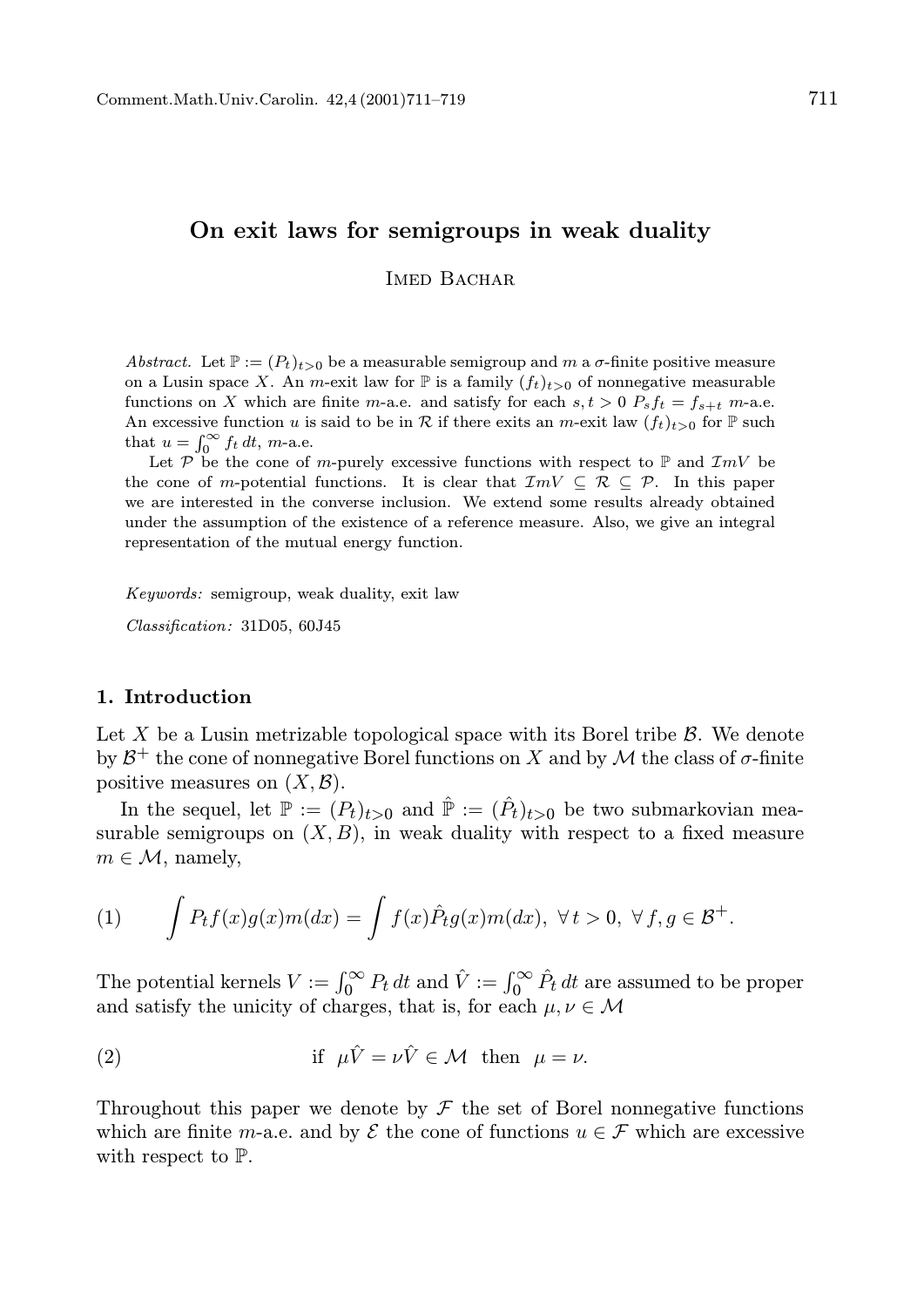# On exit laws for semigroups in weak duality

Imed Bachar

*Abstract.* Let $\mathbb{P} := (P_t)_{t>0}$ be a measurable semigroup and $m$ a $\sigma$-finite positive measure on a Lusin space $X$. An $m$-exit law for $\mathbb{P}$ is a family $(f_t)_{t>0}$ of nonnegative measurable functions on $X$ which are finite $m$-a.e. and satisfy for each $s, t > 0$ $P_s f_t = f_{s+t}$ $m$-a.e. An excessive function $u$ is said to be in $\mathcal{R}$ if there exits an $m$-exit law $(f_t)_{t>0}$ for $\mathbb{P}$ such that $u = \int_0^\infty f_t\, dt$, $m$-a.e.

Let $\mathcal{P}$ be the cone of $m$-purely excessive functions with respect to $\mathbb{P}$ and $\mathcal{I}mV$ be the cone of $m$-potential functions. It is clear that $\mathcal{I}mV \subseteq \mathcal{R} \subseteq \mathcal{P}$. In this paper we are interested in the converse inclusion. We extend some results already obtained under the assumption of the existence of a reference measure. Also, we give an integral representation of the mutual energy function.

*Keywords:* semigroup, weak duality, exit law

*Classification:* 31D05, 60J45

## 1. Introduction

Let $X$ be a Lusin metrizable topological space with its Borel tribe $\mathcal{B}$. We denote by $\mathcal{B}^+$ the cone of nonnegative Borel functions on $X$ and by $\mathcal{M}$ the class of $\sigma$-finite positive measures on $(X, \mathcal{B})$.

In the sequel, let $\mathbb{P} := (P_t)_{t>0}$ and $\hat{\mathbb{P}} := (\hat{P}_t)_{t>0}$ be two submarkovian measurable semigroups on $(X, B)$, in weak duality with respect to a fixed measure $m \in \mathcal{M}$, namely,

$$\int P_t f(x) g(x) m(dx) = \int f(x) \hat{P}_t g(x) m(dx), \ \forall\, t > 0, \ \forall\, f, g \in \mathcal{B}^+. \tag{1}$$

The potential kernels $V := \int_0^\infty P_t\, dt$ and $\hat{V} := \int_0^\infty \hat{P}_t\, dt$ are assumed to be proper and satisfy the unicity of charges, that is, for each $\mu, \nu \in \mathcal{M}$

$$\text{if } \ \mu\hat{V} = \nu\hat{V} \in \mathcal{M} \ \text{ then } \ \mu = \nu. \tag{2}$$

Throughout this paper we denote by $\mathcal{F}$ the set of Borel nonnegative functions which are finite $m$-a.e. and by $\mathcal{E}$ the cone of functions $u \in \mathcal{F}$ which are excessive with respect to $\mathbb{P}$.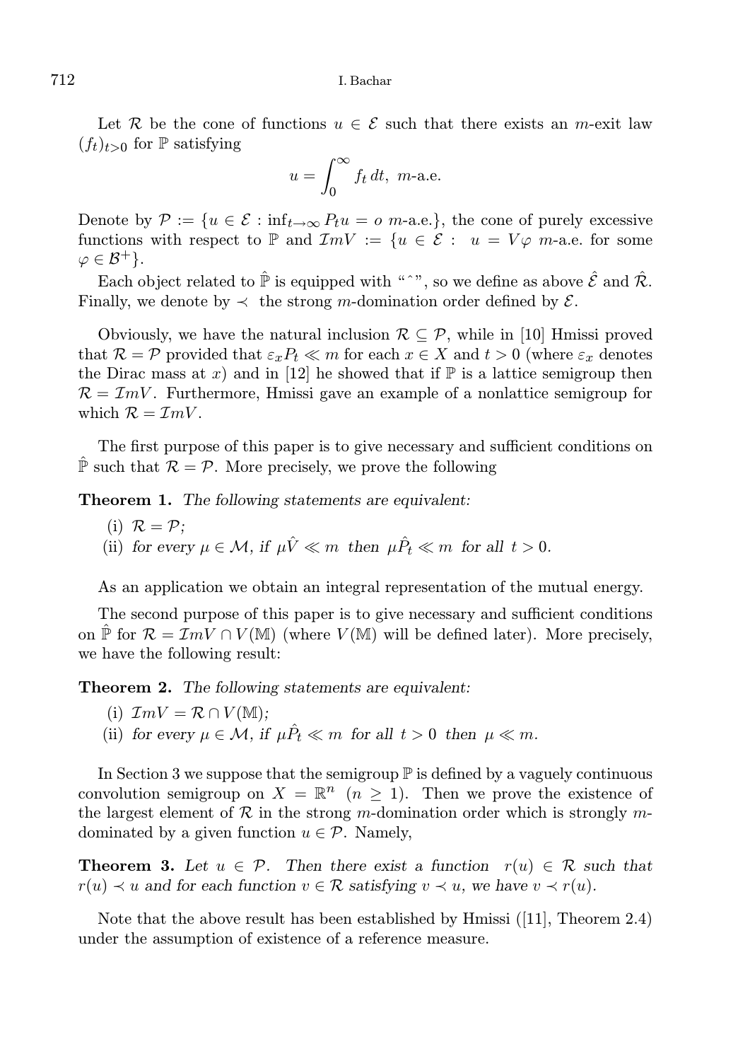Let $\mathcal{R}$ be the cone of functions $u \in \mathcal{E}$ such that there exists an $m$-exit law $(f_t)_{t>0}$ for $\mathbb{P}$ satisfying

$$u = \int_0^\infty f_t \, dt, \ m\text{-a.e.}$$

Denote by $\mathcal{P} := \{u \in \mathcal{E} : \inf_{t \to \infty} P_t u = o \ m\text{-a.e.}\}$, the cone of purely excessive functions with respect to $\mathbb{P}$ and $\mathcal{I}mV := \{u \in \mathcal{E} : \ u = V\varphi \ m\text{-a.e. for some } \varphi \in \mathcal{B}^+\}$.

Each object related to $\hat{\mathbb{P}}$ is equipped with "$\hat{\ }$", so we define as above $\hat{\mathcal{E}}$ and $\hat{\mathcal{R}}$. Finally, we denote by $\prec$ the strong $m$-domination order defined by $\mathcal{E}$.

Obviously, we have the natural inclusion $\mathcal{R} \subseteq \mathcal{P}$, while in [10] Hmissi proved that $\mathcal{R} = \mathcal{P}$ provided that $\varepsilon_x P_t \ll m$ for each $x \in X$ and $t > 0$ (where $\varepsilon_x$ denotes the Dirac mass at $x$) and in [12] he showed that if $\mathbb{P}$ is a lattice semigroup then $\mathcal{R} = \mathcal{I}mV$. Furthermore, Hmissi gave an example of a nonlattice semigroup for which $\mathcal{R} = \mathcal{I}mV$.

The first purpose of this paper is to give necessary and sufficient conditions on $\hat{\mathbb{P}}$ such that $\mathcal{R} = \mathcal{P}$. More precisely, we prove the following

**Theorem 1.** *The following statements are equivalent:*

(i) $\mathcal{R} = \mathcal{P}$;
(ii) *for every* $\mu \in \mathcal{M}$, *if* $\mu\hat{V} \ll m$ *then* $\mu\hat{P}_t \ll m$ *for all* $t > 0$.

As an application we obtain an integral representation of the mutual energy.

The second purpose of this paper is to give necessary and sufficient conditions on $\hat{\mathbb{P}}$ for $\mathcal{R} = \mathcal{I}mV \cap V(\mathbb{M})$ (where $V(\mathbb{M})$ will be defined later). More precisely, we have the following result:

**Theorem 2.** *The following statements are equivalent:*

(i) $\mathcal{I}mV = \mathcal{R} \cap V(\mathbb{M})$;
(ii) *for every* $\mu \in \mathcal{M}$, *if* $\mu\hat{P}_t \ll m$ *for all* $t > 0$ *then* $\mu \ll m$.

In Section 3 we suppose that the semigroup $\mathbb{P}$ is defined by a vaguely continuous convolution semigroup on $X = \mathbb{R}^n$ $(n \geq 1)$. Then we prove the existence of the largest element of $\mathcal{R}$ in the strong $m$-domination order which is strongly $m$-dominated by a given function $u \in \mathcal{P}$. Namely,

**Theorem 3.** *Let* $u \in \mathcal{P}$. *Then there exist a function* $r(u) \in \mathcal{R}$ *such that* $r(u) \prec u$ *and for each function* $v \in \mathcal{R}$ *satisfying* $v \prec u$, *we have* $v \prec r(u)$.

Note that the above result has been established by Hmissi ([11], Theorem 2.4) under the assumption of existence of a reference measure.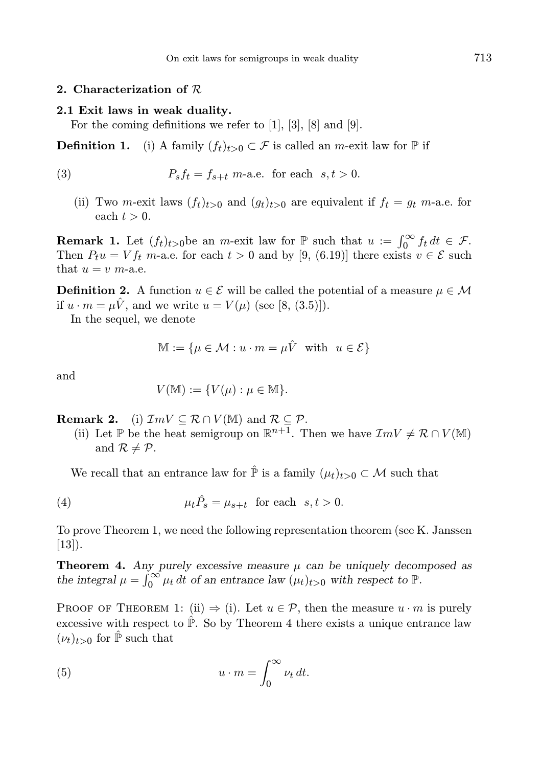## 2. Characterization of $\mathcal{R}$

### 2.1 Exit laws in weak duality.

For the coming definitions we refer to [1], [3], [8] and [9].

**Definition 1.** (i) A family $(f_t)_{t>0} \subset \mathcal{F}$ is called an $m$-exit law for $\mathbb{P}$ if

$$P_s f_t = f_{s+t} \ m\text{-a.e. for each} \ \ s,t > 0. \tag{3}$$

(ii) Two $m$-exit laws $(f_t)_{t>0}$ and $(g_t)_{t>0}$ are equivalent if $f_t = g_t$ $m$-a.e. for each $t > 0$.

**Remark 1.** Let $(f_t)_{t>0}$be an $m$-exit law for $\mathbb{P}$ such that $u := \int_0^\infty f_t \, dt \in \mathcal{F}$. Then $P_t u = V f_t$ $m$-a.e. for each $t > 0$ and by [9, (6.19)] there exists $v \in \mathcal{E}$ such that $u = v$ $m$-a.e.

**Definition 2.** A function $u \in \mathcal{E}$ will be called the potential of a measure $\mu \in \mathcal{M}$ if $u \cdot m = \mu \hat{V}$, and we write $u = V(\mu)$ (see [8, (3.5)]).

In the sequel, we denote

$$\mathbb{M} := \{\mu \in \mathcal{M} : u \cdot m = \mu \hat{V} \ \text{ with } \ u \in \mathcal{E}\}$$

and

$$V(\mathbb{M}) := \{V(\mu) : \mu \in \mathbb{M}\}.$$

**Remark 2.** (i) $\mathcal{I}mV \subseteq \mathcal{R} \cap V(\mathbb{M})$ and $\mathcal{R} \subseteq \mathcal{P}$.

(ii) Let $\mathbb{P}$ be the heat semigroup on $\mathbb{R}^{n+1}$. Then we have $\mathcal{I}mV \neq \mathcal{R} \cap V(\mathbb{M})$ and $\mathcal{R} \neq \mathcal{P}$.

We recall that an entrance law for $\hat{\mathbb{P}}$ is a family $(\mu_t)_{t>0} \subset \mathcal{M}$ such that

$$\mu_t \hat{P}_s = \mu_{s+t} \ \text{ for each } \ s,t > 0. \tag{4}$$

To prove Theorem 1, we need the following representation theorem (see K. Janssen [13]).

**Theorem 4.** *Any purely excessive measure $\mu$ can be uniquely decomposed as the integral $\mu = \int_0^\infty \mu_t \, dt$ of an entrance law $(\mu_t)_{t>0}$ with respect to $\mathbb{P}$.*

Proof of Theorem 1: (ii) $\Rightarrow$ (i). Let $u \in \mathcal{P}$, then the measure $u \cdot m$ is purely excessive with respect to $\hat{\mathbb{P}}$. So by Theorem 4 there exists a unique entrance law $(\nu_t)_{t>0}$ for $\hat{\mathbb{P}}$ such that

$$u \cdot m = \int_0^\infty \nu_t \, dt. \tag{5}$$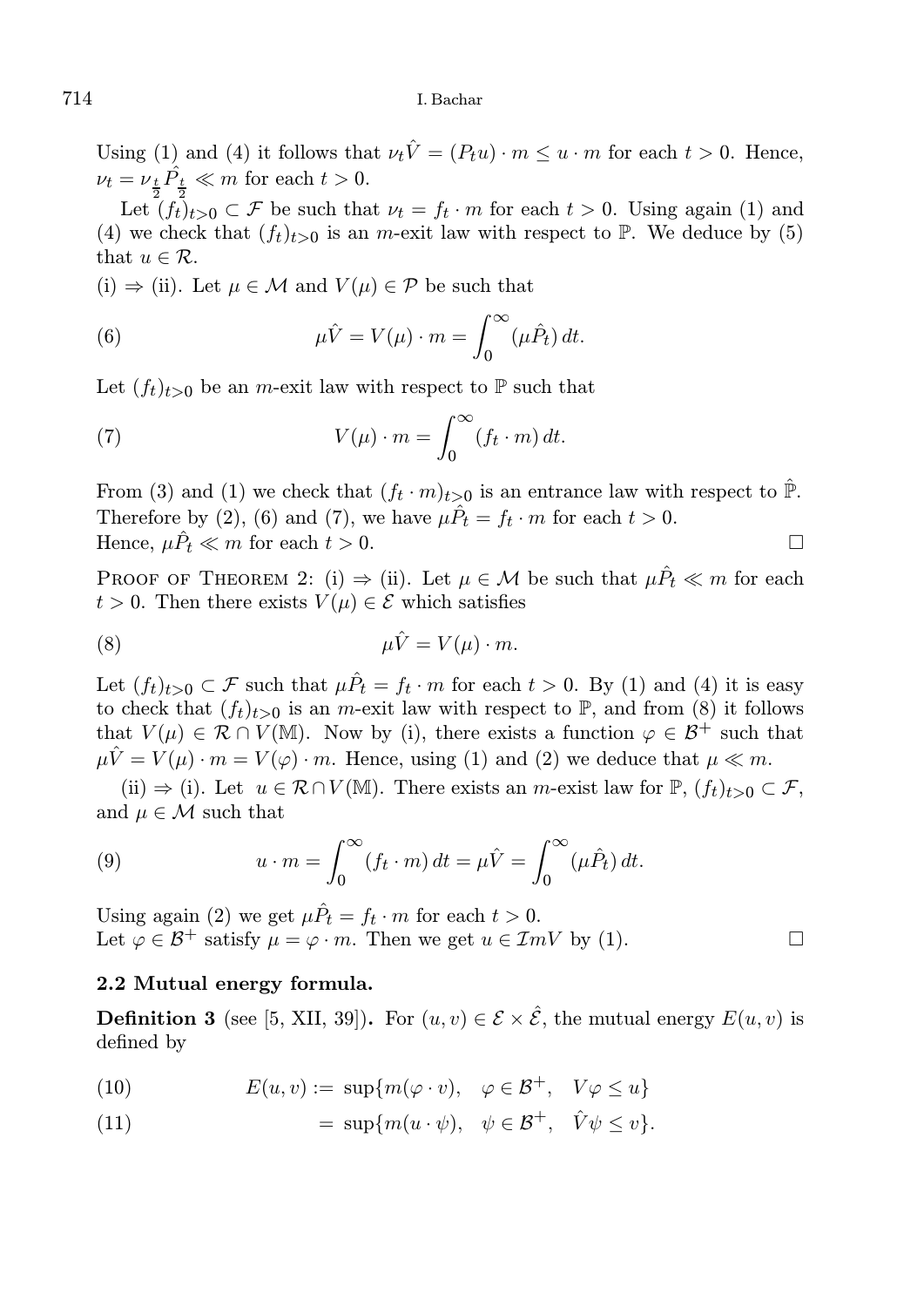Using (1) and (4) it follows that $\nu_t \hat{V} = (P_t u) \cdot m \leq u \cdot m$ for each $t > 0$. Hence, $\nu_t = \nu_{\frac{t}{2}} \hat{P}_{\frac{t}{2}} \ll m$ for each $t > 0$.

Let $(f_t)_{t>0} \subset \mathcal{F}$ be such that $\nu_t = f_t \cdot m$ for each $t > 0$. Using again (1) and (4) we check that $(f_t)_{t>0}$ is an $m$-exit law with respect to $\mathbb{P}$. We deduce by (5) that $u \in \mathcal{R}$.

(i) $\Rightarrow$ (ii). Let $\mu \in \mathcal{M}$ and $V(\mu) \in \mathcal{P}$ be such that

$$\mu \hat{V} = V(\mu) \cdot m = \int_0^\infty (\mu \hat{P}_t) \, dt. \tag{6}$$

Let $(f_t)_{t>0}$ be an $m$-exit law with respect to $\mathbb{P}$ such that

$$V(\mu) \cdot m = \int_0^\infty (f_t \cdot m) \, dt. \tag{7}$$

From (3) and (1) we check that $(f_t \cdot m)_{t>0}$ is an entrance law with respect to $\hat{\mathbb{P}}$. Therefore by (2), (6) and (7), we have $\mu \hat{P}_t = f_t \cdot m$ for each $t > 0$.
Hence, $\mu \hat{P}_t \ll m$ for each $t > 0$. $\square$

Proof of Theorem 2: (i) $\Rightarrow$ (ii). Let $\mu \in \mathcal{M}$ be such that $\mu \hat{P}_t \ll m$ for each $t > 0$. Then there exists $V(\mu) \in \mathcal{E}$ which satisfies

$$\mu \hat{V} = V(\mu) \cdot m. \tag{8}$$

Let $(f_t)_{t>0} \subset \mathcal{F}$ such that $\mu \hat{P}_t = f_t \cdot m$ for each $t > 0$. By (1) and (4) it is easy to check that $(f_t)_{t>0}$ is an $m$-exit law with respect to $\mathbb{P}$, and from (8) it follows that $V(\mu) \in \mathcal{R} \cap V(\mathbb{M})$. Now by (i), there exists a function $\varphi \in \mathcal{B}^+$ such that $\mu \hat{V} = V(\mu) \cdot m = V(\varphi) \cdot m$. Hence, using (1) and (2) we deduce that $\mu \ll m$.

(ii) $\Rightarrow$ (i). Let $u \in \mathcal{R} \cap V(\mathbb{M})$. There exists an $m$-exist law for $\mathbb{P}$, $(f_t)_{t>0} \subset \mathcal{F}$, and $\mu \in \mathcal{M}$ such that

$$u \cdot m = \int_0^\infty (f_t \cdot m) \, dt = \mu \hat{V} = \int_0^\infty (\mu \hat{P}_t) \, dt. \tag{9}$$

Using again (2) we get $\mu \hat{P}_t = f_t \cdot m$ for each $t > 0$.
Let $\varphi \in \mathcal{B}^+$ satisfy $\mu = \varphi \cdot m$. Then we get $u \in \mathcal{I}mV$ by (1). $\square$

### 2.2 Mutual energy formula.

**Definition 3** (see [5, XII, 39])**.** For $(u, v) \in \mathcal{E} \times \hat{\mathcal{E}}$, the mutual energy $E(u, v)$ is defined by

$$E(u, v) := \sup\{m(\varphi \cdot v), \quad \varphi \in \mathcal{B}^+, \quad V\varphi \leq u\} \tag{10}$$

$$= \sup\{m(u \cdot \psi), \quad \psi \in \mathcal{B}^+, \quad \hat{V}\psi \leq v\}. \tag{11}$$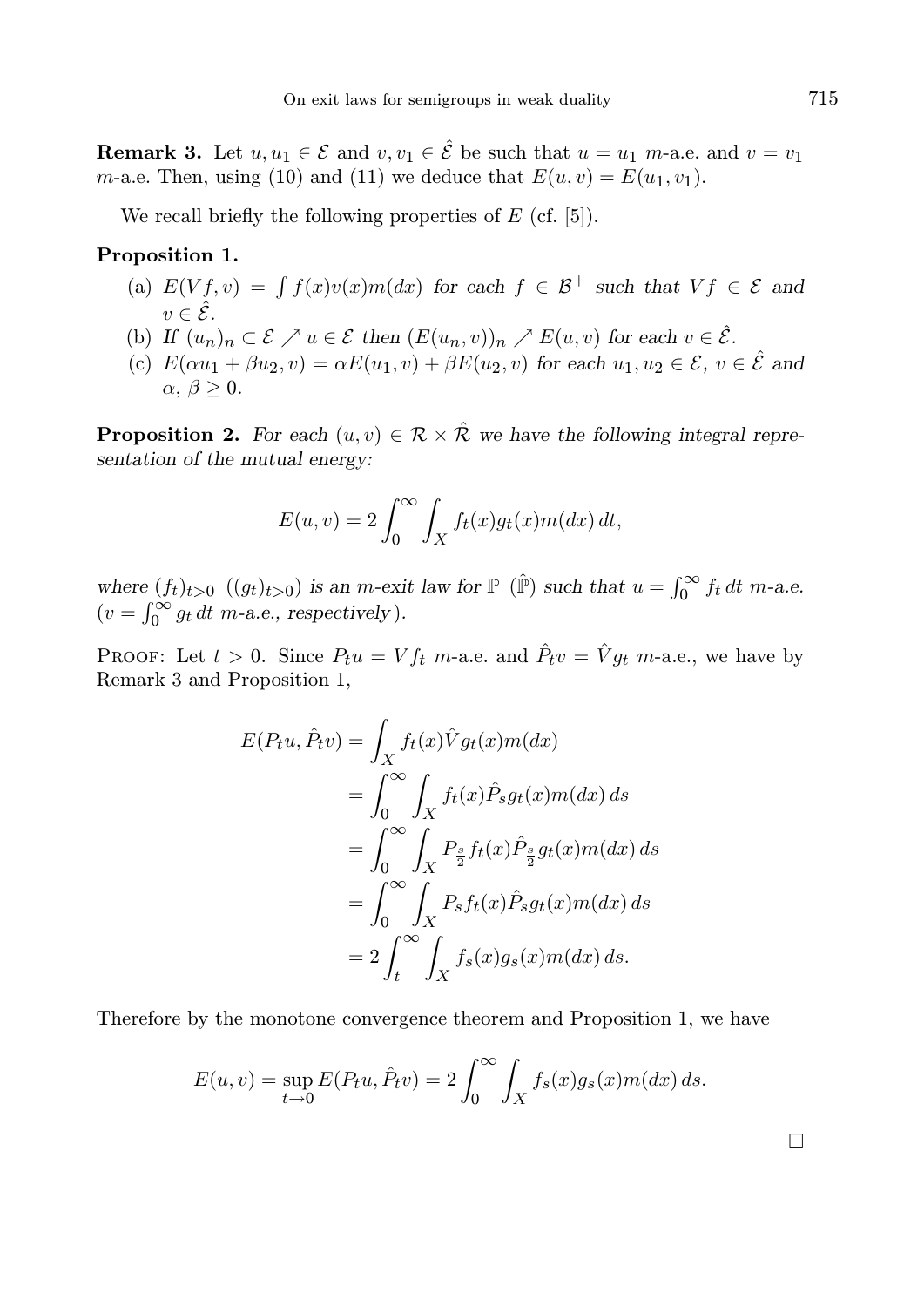**Remark 3.** Let $u, u_1 \in \mathcal{E}$ and $v, v_1 \in \hat{\mathcal{E}}$ be such that $u = u_1$ $m$-a.e. and $v = v_1$ $m$-a.e. Then, using (10) and (11) we deduce that $E(u, v) = E(u_1, v_1)$.

We recall briefly the following properties of $E$ (cf. [5]).

**Proposition 1.**

(a) $E(Vf, v) = \int f(x)v(x)m(dx)$ *for each* $f \in \mathcal{B}^+$ *such that* $Vf \in \mathcal{E}$ *and* $v \in \hat{\mathcal{E}}$.

(b) *If* $(u_n)_n \subset \mathcal{E} \nearrow u \in \mathcal{E}$ *then* $(E(u_n, v))_n \nearrow E(u, v)$ *for each* $v \in \hat{\mathcal{E}}$.

(c) $E(\alpha u_1 + \beta u_2, v) = \alpha E(u_1, v) + \beta E(u_2, v)$ *for each* $u_1, u_2 \in \mathcal{E}$, $v \in \hat{\mathcal{E}}$ *and* $\alpha, \beta \geq 0$.

**Proposition 2.** *For each* $(u, v) \in \mathcal{R} \times \hat{\mathcal{R}}$ *we have the following integral representation of the mutual energy:*

$$E(u, v) = 2 \int_0^\infty \int_X f_t(x) g_t(x) m(dx)\, dt,$$

*where* $(f_t)_{t>0}$ $((g_t)_{t>0})$ *is an* $m$*-exit law for* $\mathbb{P}$ $(\hat{\mathbb{P}})$ *such that* $u = \int_0^\infty f_t\, dt$ $m$*-a.e.* $(v = \int_0^\infty g_t\, dt$ $m$*-a.e., respectively).*

Proof: Let $t > 0$. Since $P_t u = V f_t$ $m$-a.e. and $\hat{P}_t v = \hat{V} g_t$ $m$-a.e., we have by Remark 3 and Proposition 1,

$$\begin{aligned}
E(P_t u, \hat{P}_t v) &= \int_X f_t(x) \hat{V} g_t(x) m(dx) \\
&= \int_0^\infty \int_X f_t(x) \hat{P}_s g_t(x) m(dx)\, ds \\
&= \int_0^\infty \int_X P_{\frac{s}{2}} f_t(x) \hat{P}_{\frac{s}{2}} g_t(x) m(dx)\, ds \\
&= \int_0^\infty \int_X P_s f_t(x) \hat{P}_s g_t(x) m(dx)\, ds \\
&= 2 \int_t^\infty \int_X f_s(x) g_s(x) m(dx)\, ds.
\end{aligned}$$

Therefore by the monotone convergence theorem and Proposition 1, we have

$$E(u, v) = \sup_{t \to 0} E(P_t u, \hat{P}_t v) = 2 \int_0^\infty \int_X f_s(x) g_s(x) m(dx)\, ds.$$

□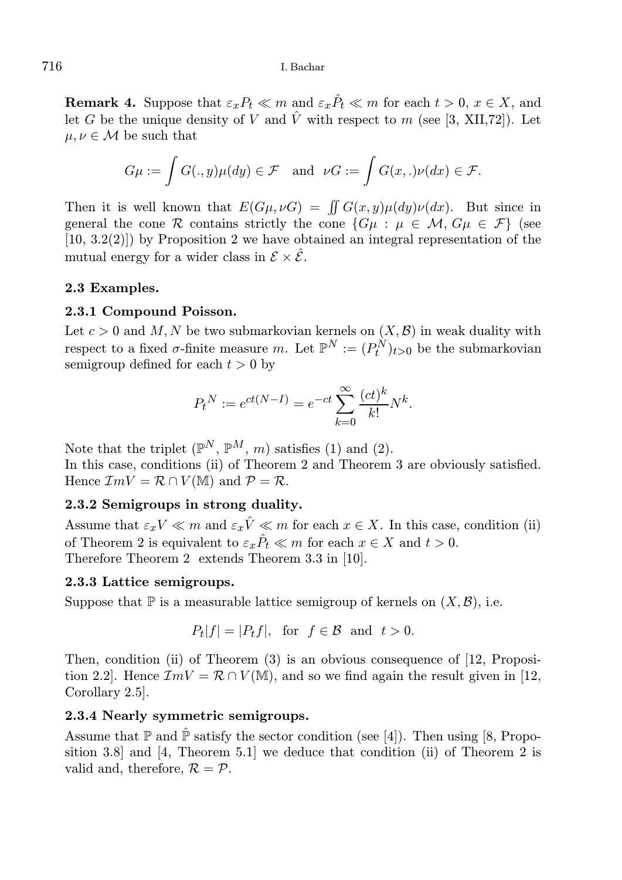**Remark 4.** Suppose that $\varepsilon_x P_t \ll m$ and $\varepsilon_x \hat{P}_t \ll m$ for each $t > 0$, $x \in X$, and let $G$ be the unique density of $V$ and $\hat{V}$ with respect to $m$ (see [3, XII,72]). Let $\mu, \nu \in \mathcal{M}$ be such that

$$G\mu := \int G(.,y)\mu(dy) \in \mathcal{F} \quad \text{and} \quad \nu G := \int G(x,.)\nu(dx) \in \mathcal{F}.$$

Then it is well known that $E(G\mu, \nu G) = \iint G(x,y)\mu(dy)\nu(dx)$. But since in general the cone $\mathcal{R}$ contains strictly the cone $\{G\mu : \mu \in \mathcal{M}, G\mu \in \mathcal{F}\}$ (see [10, 3.2(2)]) by Proposition 2 we have obtained an integral representation of the mutual energy for a wider class in $\mathcal{E} \times \hat{\mathcal{E}}$.

### 2.3 Examples.

#### 2.3.1 Compound Poisson.

Let $c > 0$ and $M, N$ be two submarkovian kernels on $(X, \mathcal{B})$ in weak duality with respect to a fixed $\sigma$-finite measure $m$. Let $\mathbb{P}^N := (P_t^N)_{t>0}$ be the submarkovian semigroup defined for each $t > 0$ by

$$P_t{}^N := e^{ct(N-I)} = e^{-ct} \sum_{k=0}^{\infty} \frac{(ct)^k}{k!} N^k.$$

Note that the triplet ($\mathbb{P}^N$, $\mathbb{P}^M$, $m$) satisfies (1) and (2).
In this case, conditions (ii) of Theorem 2 and Theorem 3 are obviously satisfied. Hence $\mathcal{I}mV = \mathcal{R} \cap V(\mathbb{M})$ and $\mathcal{P} = \mathcal{R}$.

#### 2.3.2 Semigroups in strong duality.

Assume that $\varepsilon_x V \ll m$ and $\varepsilon_x \hat{V} \ll m$ for each $x \in X$. In this case, condition (ii) of Theorem 2 is equivalent to $\varepsilon_x \hat{P}_t \ll m$ for each $x \in X$ and $t > 0$.
Therefore Theorem 2 extends Theorem 3.3 in [10].

#### 2.3.3 Lattice semigroups.

Suppose that $\mathbb{P}$ is a measurable lattice semigroup of kernels on $(X, \mathcal{B})$, i.e.

$$P_t|f| = |P_t f|, \quad \text{for} \quad f \in \mathcal{B} \quad \text{and} \quad t > 0.$$

Then, condition (ii) of Theorem (3) is an obvious consequence of [12, Proposition 2.2]. Hence $\mathcal{I}mV = \mathcal{R} \cap V(\mathbb{M})$, and so we find again the result given in [12, Corollary 2.5].

#### 2.3.4 Nearly symmetric semigroups.

Assume that $\mathbb{P}$ and $\hat{\mathbb{P}}$ satisfy the sector condition (see [4]). Then using [8, Proposition 3.8] and [4, Theorem 5.1] we deduce that condition (ii) of Theorem 2 is valid and, therefore, $\mathcal{R} = \mathcal{P}$.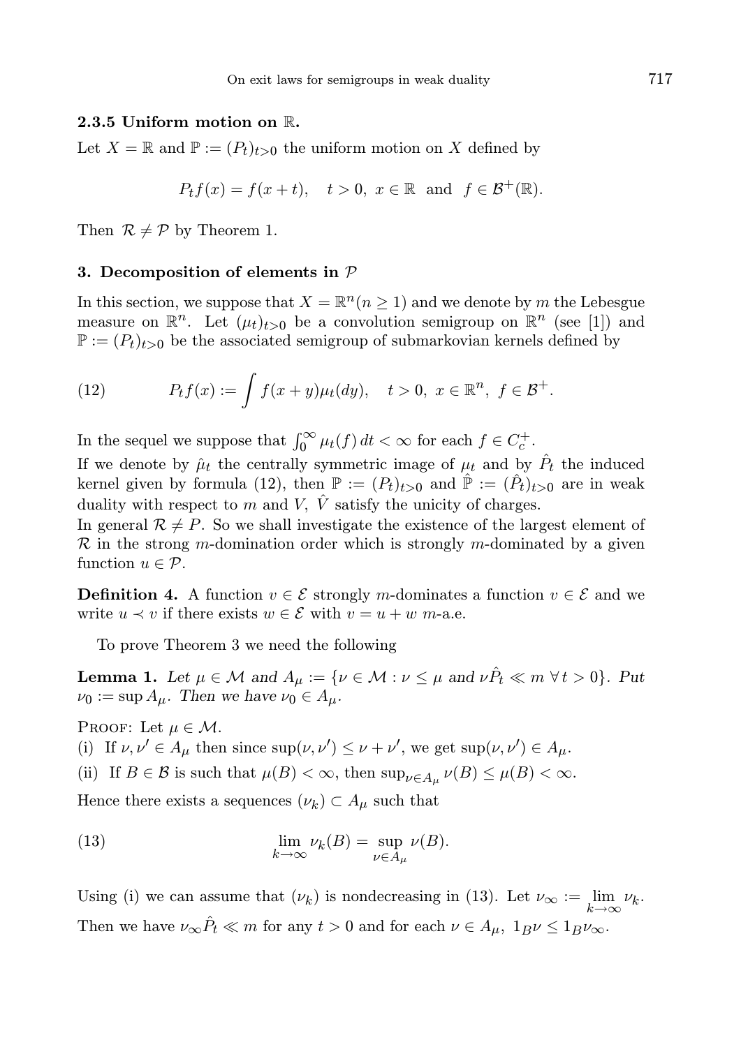### 2.3.5 Uniform motion on $\mathbb{R}$.

Let $X = \mathbb{R}$ and $\mathbb{P} := (P_t)_{t>0}$ the uniform motion on $X$ defined by

$$P_t f(x) = f(x+t), \quad t > 0, \ x \in \mathbb{R} \ \text{ and } \ f \in \mathcal{B}^+(\mathbb{R}).$$

Then $\mathcal{R} \neq \mathcal{P}$ by Theorem 1.

## 3. Decomposition of elements in $\mathcal{P}$

In this section, we suppose that $X = \mathbb{R}^n (n \geq 1)$ and we denote by $m$ the Lebesgue measure on $\mathbb{R}^n$. Let $(\mu_t)_{t>0}$ be a convolution semigroup on $\mathbb{R}^n$ (see [1]) and $\mathbb{P} := (P_t)_{t>0}$ be the associated semigroup of submarkovian kernels defined by

$$P_t f(x) := \int f(x+y)\mu_t(dy), \quad t > 0, \ x \in \mathbb{R}^n, \ f \in \mathcal{B}^+. \tag{12}$$

In the sequel we suppose that $\int_0^\infty \mu_t(f)\, dt < \infty$ for each $f \in C_c^+$.

If we denote by $\hat{\mu}_t$ the centrally symmetric image of $\mu_t$ and by $\hat{P}_t$ the induced kernel given by formula (12), then $\mathbb{P} := (P_t)_{t>0}$ and $\hat{\mathbb{P}} := (\hat{P}_t)_{t>0}$ are in weak duality with respect to $m$ and $V$, $\hat{V}$ satisfy the unicity of charges.

In general $\mathcal{R} \neq P$. So we shall investigate the existence of the largest element of $\mathcal{R}$ in the strong $m$-domination order which is strongly $m$-dominated by a given function $u \in \mathcal{P}$.

**Definition 4.** A function $v \in \mathcal{E}$ strongly $m$-dominates a function $v \in \mathcal{E}$ and we write $u \prec v$ if there exists $w \in \mathcal{E}$ with $v = u + w$ $m$-a.e.

To prove Theorem 3 we need the following

**Lemma 1.** *Let $\mu \in \mathcal{M}$ and $A_\mu := \{\nu \in \mathcal{M} : \nu \leq \mu$ and $\nu\hat{P}_t \ll m \ \forall\, t > 0\}$. Put $\nu_0 := \sup A_\mu$. Then we have $\nu_0 \in A_\mu$.*

Proof: Let $\mu \in \mathcal{M}$.

(i) If $\nu, \nu' \in A_\mu$ then since $\sup(\nu, \nu') \leq \nu + \nu'$, we get $\sup(\nu, \nu') \in A_\mu$.

(ii) If $B \in \mathcal{B}$ is such that $\mu(B) < \infty$, then $\sup_{\nu \in A_\mu} \nu(B) \leq \mu(B) < \infty$.

Hence there exists a sequences $(\nu_k) \subset A_\mu$ such that

$$\lim_{k\to\infty} \nu_k(B) = \sup_{\nu \in A_\mu} \nu(B). \tag{13}$$

Using (i) we can assume that $(\nu_k)$ is nondecreasing in (13). Let $\nu_\infty := \lim_{k\to\infty} \nu_k$. Then we have $\nu_\infty \hat{P}_t \ll m$ for any $t > 0$ and for each $\nu \in A_\mu$, $1_B \nu \leq 1_B \nu_\infty$.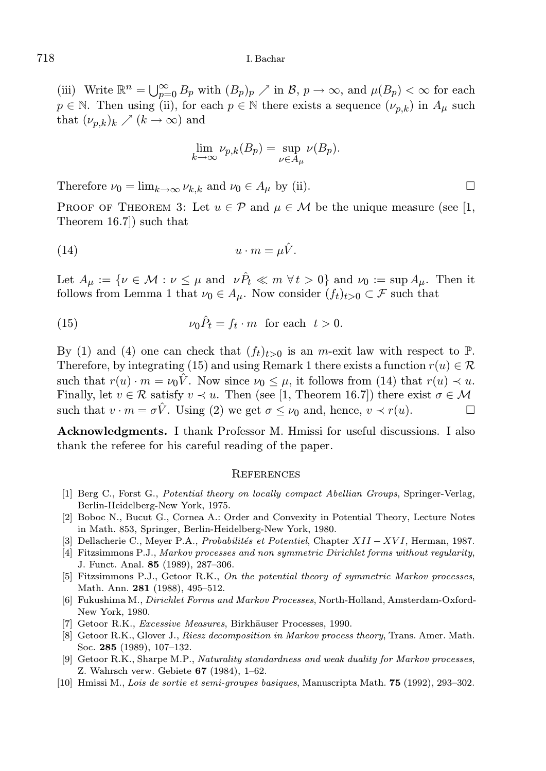(iii) Write $\mathbb{R}^n = \bigcup_{p=0}^{\infty} B_p$ with $(B_p)_p \nearrow$ in $\mathcal{B}$, $p \to \infty$, and $\mu(B_p) < \infty$ for each $p \in \mathbb{N}$. Then using (ii), for each $p \in \mathbb{N}$ there exists a sequence $(\nu_{p,k})$ in $A_\mu$ such that $(\nu_{p,k})_k \nearrow (k \to \infty)$ and

$$\lim_{k\to\infty} \nu_{p,k}(B_p) = \sup_{\nu \in A_\mu} \nu(B_p).$$

Therefore $\nu_0 = \lim_{k\to\infty} \nu_{k,k}$ and $\nu_0 \in A_\mu$ by (ii). □

Proof of Theorem 3: Let $u \in \mathcal{P}$ and $\mu \in \mathcal{M}$ be the unique measure (see [1, Theorem 16.7]) such that

$$u \cdot m = \mu \hat{V}. \tag{14}$$

Let $A_\mu := \{\nu \in \mathcal{M} : \nu \leq \mu \text{ and } \nu \hat{P}_t \ll m \ \forall t > 0\}$ and $\nu_0 := \sup A_\mu$. Then it follows from Lemma 1 that $\nu_0 \in A_\mu$. Now consider $(f_t)_{t>0} \subset \mathcal{F}$ such that

$$\nu_0 \hat{P}_t = f_t \cdot m \quad \text{for each} \quad t > 0. \tag{15}$$

By (1) and (4) one can check that $(f_t)_{t>0}$ is an $m$-exit law with respect to $\mathbb{P}$. Therefore, by integrating (15) and using Remark 1 there exists a function $r(u) \in \mathcal{R}$ such that $r(u) \cdot m = \nu_0 \hat{V}$. Now since $\nu_0 \leq \mu$, it follows from (14) that $r(u) \prec u$. Finally, let $v \in \mathcal{R}$ satisfy $v \prec u$. Then (see [1, Theorem 16.7]) there exist $\sigma \in \mathcal{M}$ such that $v \cdot m = \sigma \hat{V}$. Using (2) we get $\sigma \leq \nu_0$ and, hence, $v \prec r(u)$. □

**Acknowledgments.** I thank Professor M. Hmissi for useful discussions. I also thank the referee for his careful reading of the paper.

## References

[1] Berg C., Forst G., *Potential theory on locally compact Abellian Groups*, Springer-Verlag, Berlin-Heidelberg-New York, 1975.

[2] Boboc N., Bucut G., Cornea A.: Order and Convexity in Potential Theory, Lecture Notes in Math. 853, Springer, Berlin-Heidelberg-New York, 1980.

[3] Dellacherie C., Meyer P.A., *Probabilités et Potentiel*, Chapter $XII - XVI$, Herman, 1987.

[4] Fitzsimmons P.J., *Markov processes and non symmetric Dirichlet forms without regularity*, J. Funct. Anal. **85** (1989), 287–306.

[5] Fitzsimmons P.J., Getoor R.K., *On the potential theory of symmetric Markov processes*, Math. Ann. **281** (1988), 495–512.

[6] Fukushima M., *Dirichlet Forms and Markov Processes*, North-Holland, Amsterdam-Oxford-New York, 1980.

[7] Getoor R.K., *Excessive Measures*, Birkhäuser Processes, 1990.

[8] Getoor R.K., Glover J., *Riesz decomposition in Markov process theory*, Trans. Amer. Math. Soc. **285** (1989), 107–132.

[9] Getoor R.K., Sharpe M.P., *Naturality standardness and weak duality for Markov processes*, Z. Wahrsch verw. Gebiete **67** (1984), 1–62.

[10] Hmissi M., *Lois de sortie et semi-groupes basiques*, Manuscripta Math. **75** (1992), 293–302.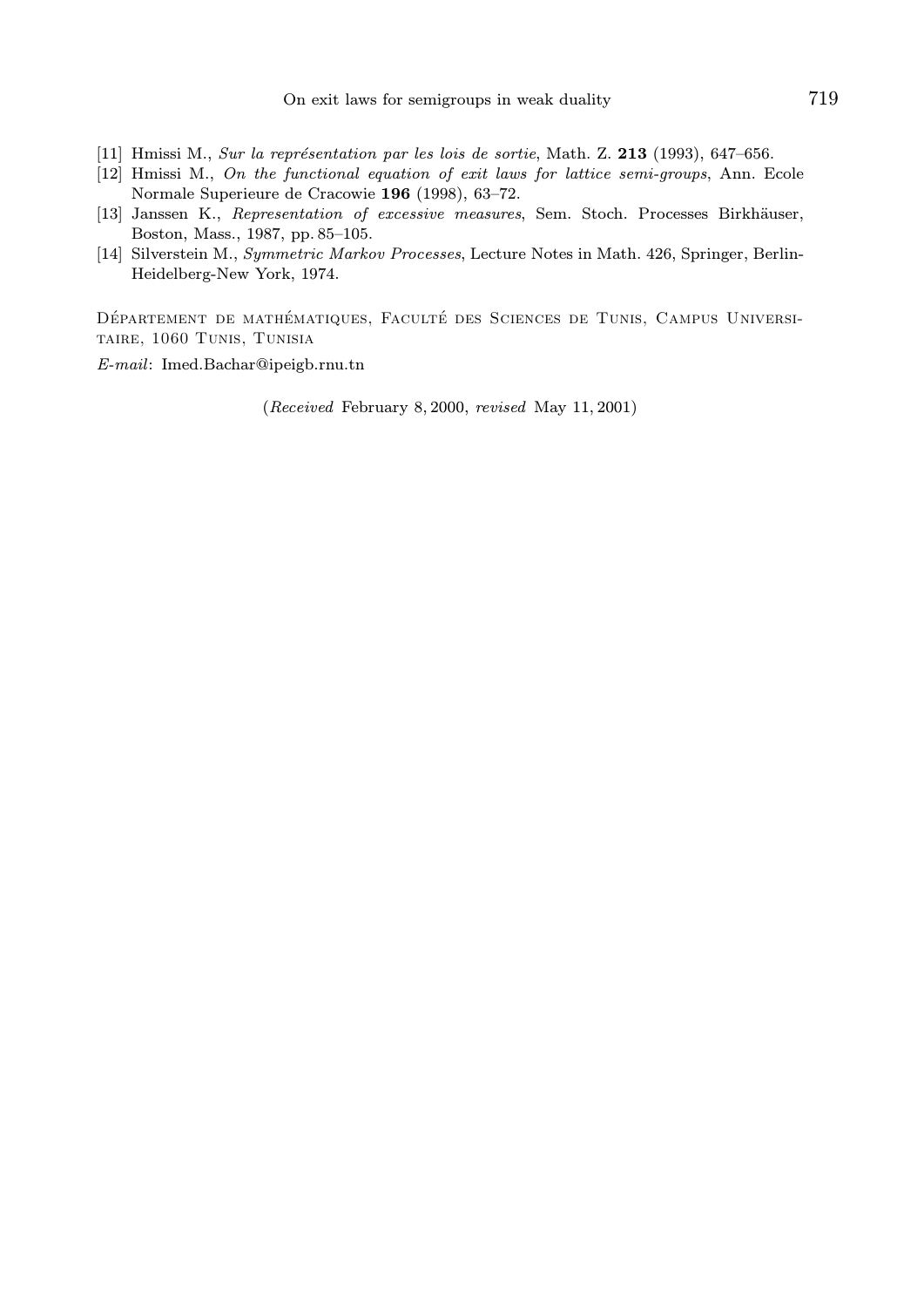[11] Hmissi M., *Sur la représentation par les lois de sortie*, Math. Z. **213** (1993), 647–656.

[12] Hmissi M., *On the functional equation of exit laws for lattice semi-groups*, Ann. Ecole Normale Superieure de Cracowie **196** (1998), 63–72.

[13] Janssen K., *Representation of excessive measures*, Sem. Stoch. Processes Birkhäuser, Boston, Mass., 1987, pp. 85–105.

[14] Silverstein M., *Symmetric Markov Processes*, Lecture Notes in Math. 426, Springer, Berlin-Heidelberg-New York, 1974.

Département de mathématiques, Faculté des Sciences de Tunis, Campus Universitaire, 1060 Tunis, Tunisia

*E-mail*: Imed.Bachar@ipeigb.rnu.tn

(*Received* February 8, 2000, *revised* May 11, 2001)